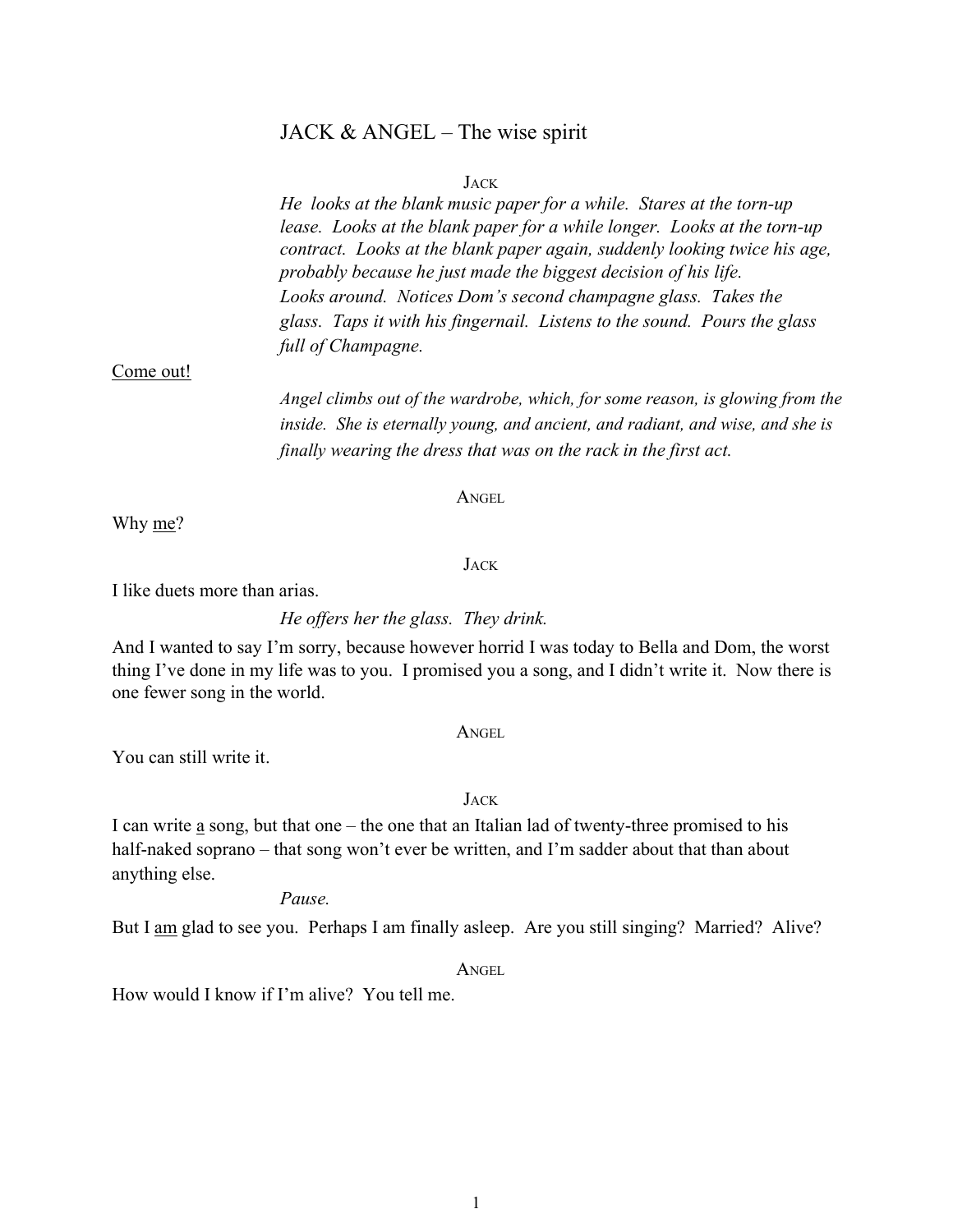# JACK & ANGEL – The wise spirit

JACK

*He looks at the blank music paper for a while. Stares at the torn-up lease. Looks at the blank paper for a while longer. Looks at the torn-up contract. Looks at the blank paper again, suddenly looking twice his age, probably because he just made the biggest decision of his life.*
*Looks around. Notices Dom's second champagne glass. Takes the glass. Taps it with his fingernail. Listens to the sound. Pours the glass full of Champagne.*

<u>Come out!</u>

*Angel climbs out of the wardrobe, which, for some reason, is glowing from the inside. She is eternally young, and ancient, and radiant, and wise, and she is finally wearing the dress that was on the rack in the first act.*

ANGEL

Why <u>me</u>?

JACK

I like duets more than arias.

*He offers her the glass. They drink.*

And I wanted to say I'm sorry, because however horrid I was today to Bella and Dom, the worst thing I've done in my life was to you. I promised you a song, and I didn't write it. Now there is one fewer song in the world.

ANGEL

You can still write it.

JACK

I can write <u>a</u> song, but that one – the one that an Italian lad of twenty-three promised to his half-naked soprano – that song won't ever be written, and I'm sadder about that than about anything else.

*Pause.*

But I <u>am</u> glad to see you. Perhaps I am finally asleep. Are you still singing? Married? Alive?

ANGEL

How would I know if I'm alive? You tell me.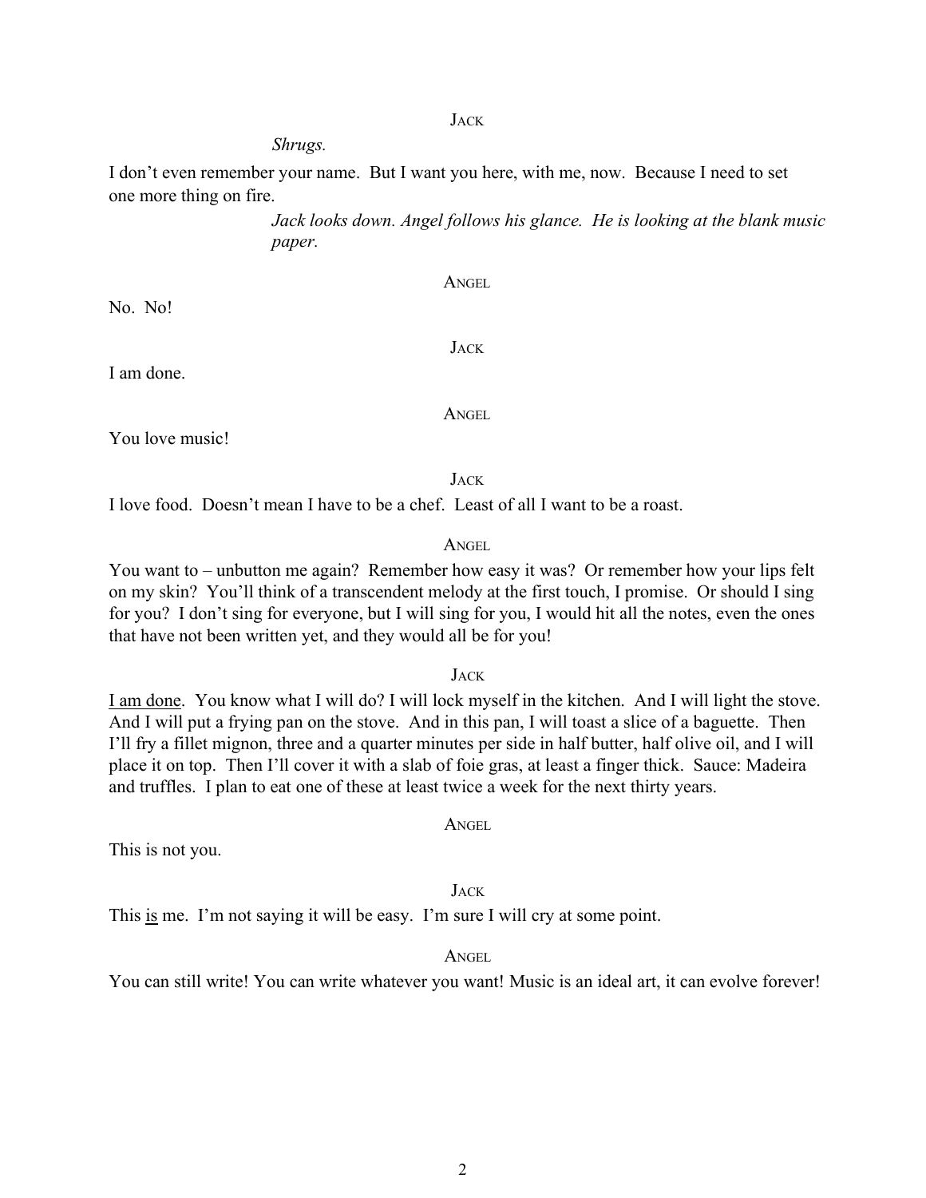JACK

*Shrugs.*

I don't even remember your name. But I want you here, with me, now. Because I need to set one more thing on fire.

*Jack looks down. Angel follows his glance. He is looking at the blank music paper.*

ANGEL

No. No!

JACK

I am done.

ANGEL

You love music!

JACK

I love food. Doesn't mean I have to be a chef. Least of all I want to be a roast.

ANGEL

You want to – unbutton me again? Remember how easy it was? Or remember how your lips felt on my skin? You'll think of a transcendent melody at the first touch, I promise. Or should I sing for you? I don't sing for everyone, but I will sing for you, I would hit all the notes, even the ones that have not been written yet, and they would all be for you!

JACK

<u>I am done</u>. You know what I will do? I will lock myself in the kitchen. And I will light the stove. And I will put a frying pan on the stove. And in this pan, I will toast a slice of a baguette. Then I'll fry a fillet mignon, three and a quarter minutes per side in half butter, half olive oil, and I will place it on top. Then I'll cover it with a slab of foie gras, at least a finger thick. Sauce: Madeira and truffles. I plan to eat one of these at least twice a week for the next thirty years.

ANGEL

This is not you.

JACK

This <u>is</u> me. I'm not saying it will be easy. I'm sure I will cry at some point.

ANGEL

You can still write! You can write whatever you want! Music is an ideal art, it can evolve forever!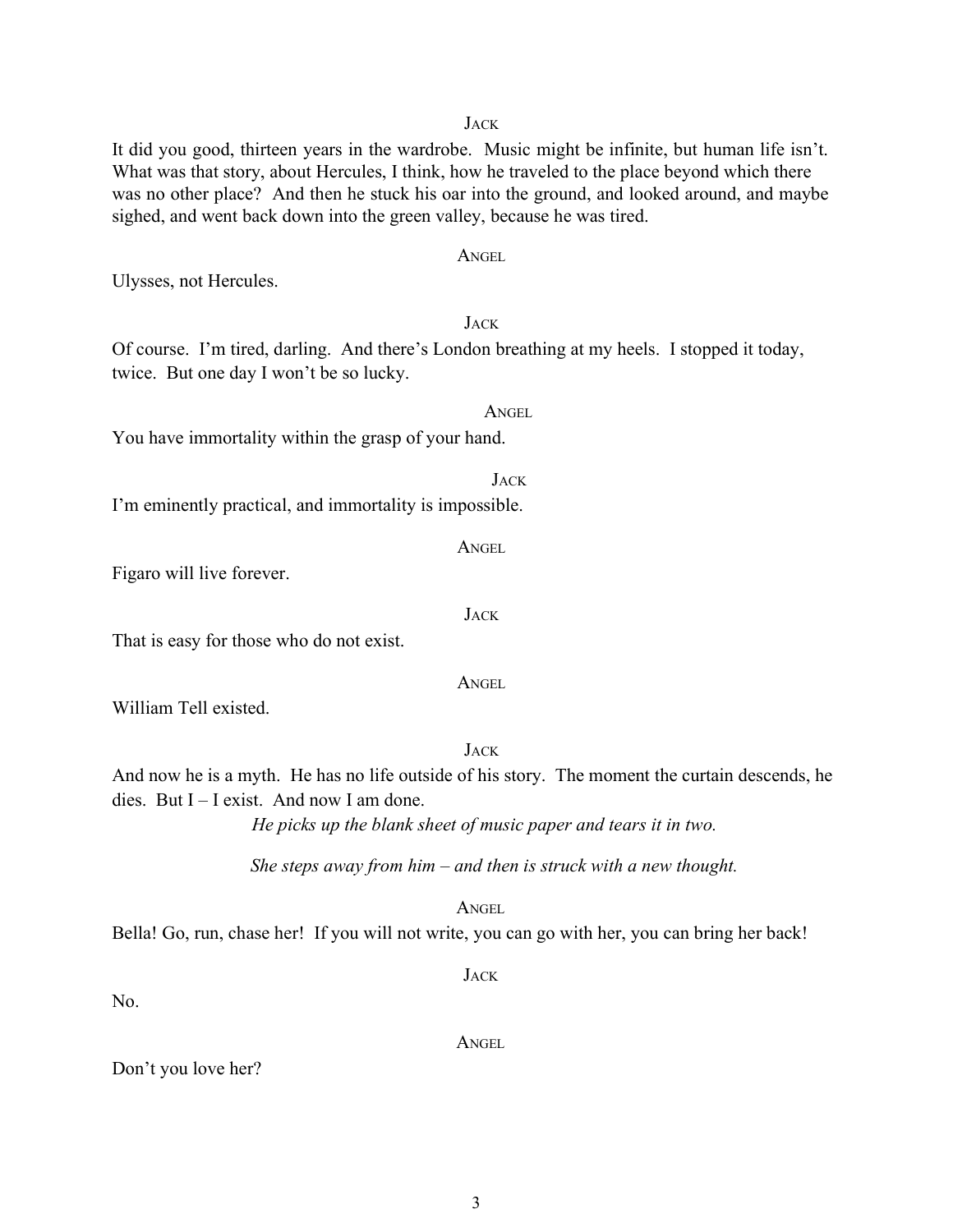JACK

It did you good, thirteen years in the wardrobe. Music might be infinite, but human life isn't. What was that story, about Hercules, I think, how he traveled to the place beyond which there was no other place? And then he stuck his oar into the ground, and looked around, and maybe sighed, and went back down into the green valley, because he was tired.

ANGEL

Ulysses, not Hercules.

JACK

Of course. I'm tired, darling. And there's London breathing at my heels. I stopped it today, twice. But one day I won't be so lucky.

ANGEL

You have immortality within the grasp of your hand.

JACK

I'm eminently practical, and immortality is impossible.

ANGEL

Figaro will live forever.

JACK

That is easy for those who do not exist.

ANGEL

William Tell existed.

JACK

And now he is a myth. He has no life outside of his story. The moment the curtain descends, he dies. But I – I exist. And now I am done.

*He picks up the blank sheet of music paper and tears it in two.*

*She steps away from him – and then is struck with a new thought.*

ANGEL

Bella! Go, run, chase her! If you will not write, you can go with her, you can bring her back!

JACK

No.

ANGEL

Don't you love her?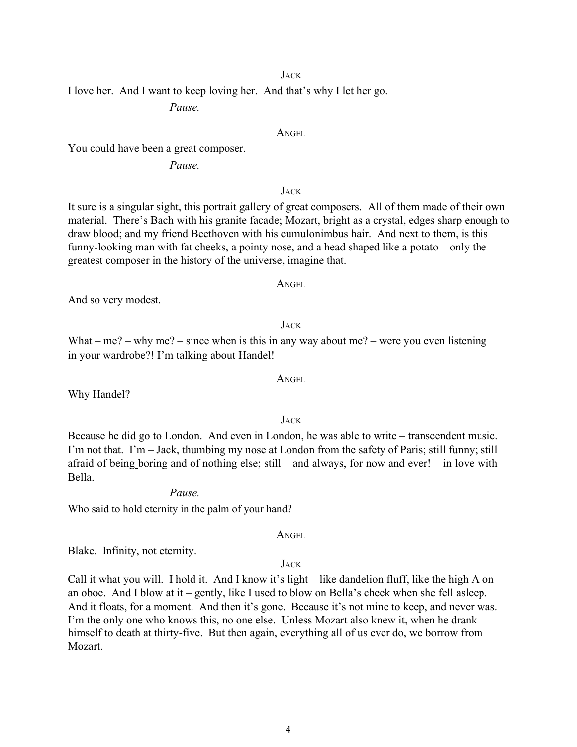JACK

I love her. And I want to keep loving her. And that's why I let her go.

*Pause.*

ANGEL

You could have been a great composer.

*Pause.*

JACK

It sure is a singular sight, this portrait gallery of great composers. All of them made of their own material. There's Bach with his granite facade; Mozart, bright as a crystal, edges sharp enough to draw blood; and my friend Beethoven with his cumulonimbus hair. And next to them, is this funny-looking man with fat cheeks, a pointy nose, and a head shaped like a potato – only the greatest composer in the history of the universe, imagine that.

ANGEL

And so very modest.

JACK

What – me? – why me? – since when is this in any way about me? – were you even listening in your wardrobe?! I'm talking about Handel!

ANGEL

Why Handel?

JACK

Because he <u>did</u> go to London. And even in London, he was able to write – transcendent music. I'm not <u>that</u>. I'm – Jack, thumbing my nose at London from the safety of Paris; still funny; still afraid of being boring and of nothing else; still – and always, for now and ever! – in love with Bella.

*Pause.*

Who said to hold eternity in the palm of your hand?

ANGEL

Blake. Infinity, not eternity.

JACK

Call it what you will. I hold it. And I know it's light – like dandelion fluff, like the high A on an oboe. And I blow at it – gently, like I used to blow on Bella's cheek when she fell asleep. And it floats, for a moment. And then it's gone. Because it's not mine to keep, and never was. I'm the only one who knows this, no one else. Unless Mozart also knew it, when he drank himself to death at thirty-five. But then again, everything all of us ever do, we borrow from Mozart.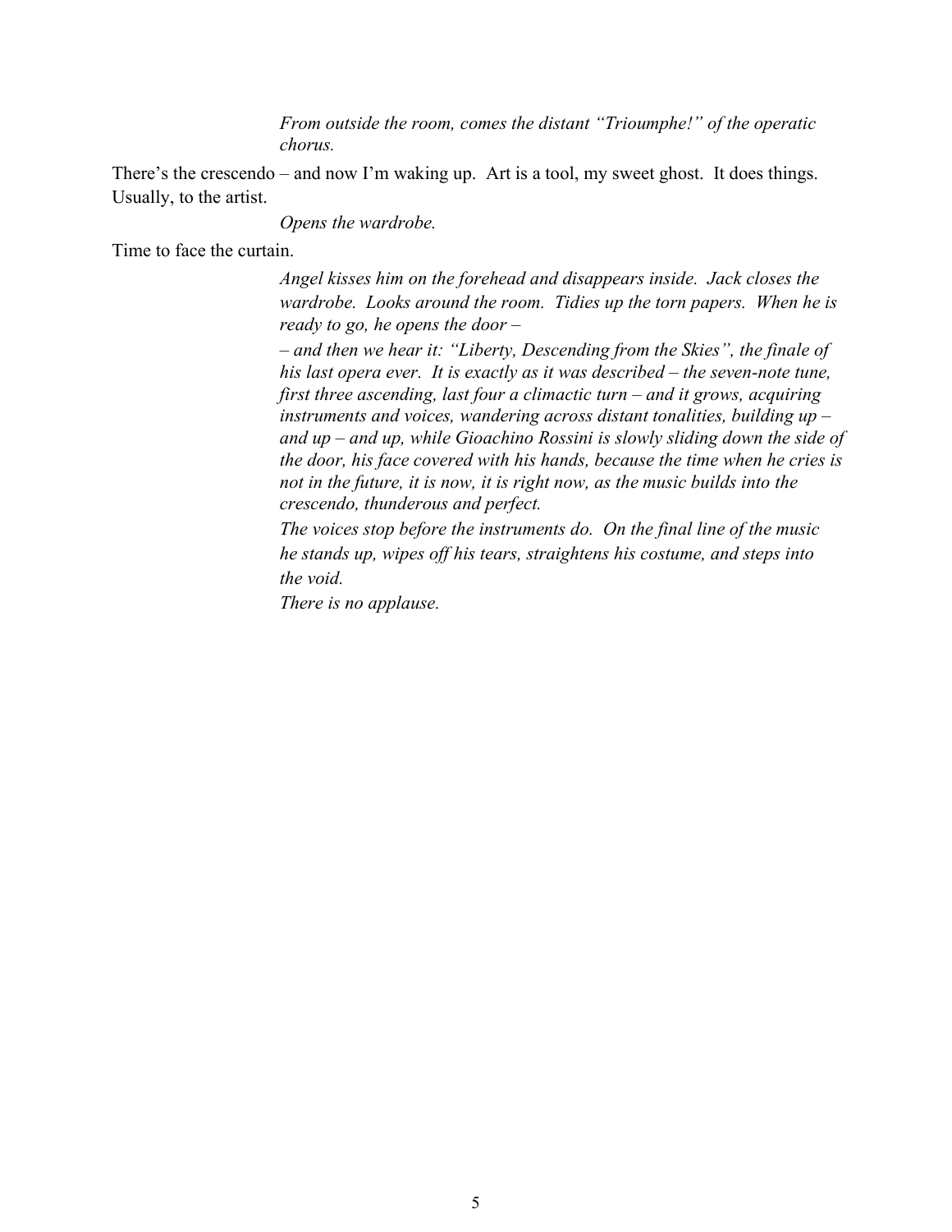*From outside the room, comes the distant "Trioumphe!" of the operatic chorus.*

There's the crescendo – and now I'm waking up. Art is a tool, my sweet ghost. It does things. Usually, to the artist.

*Opens the wardrobe.*

Time to face the curtain.

*Angel kisses him on the forehead and disappears inside. Jack closes the wardrobe. Looks around the room. Tidies up the torn papers. When he is ready to go, he opens the door –*

*– and then we hear it: "Liberty, Descending from the Skies", the finale of his last opera ever. It is exactly as it was described – the seven-note tune, first three ascending, last four a climactic turn – and it grows, acquiring instruments and voices, wandering across distant tonalities, building up – and up – and up, while Gioachino Rossini is slowly sliding down the side of the door, his face covered with his hands, because the time when he cries is not in the future, it is now, it is right now, as the music builds into the crescendo, thunderous and perfect.*

*The voices stop before the instruments do. On the final line of the music he stands up, wipes off his tears, straightens his costume, and steps into the void.*

*There is no applause.*